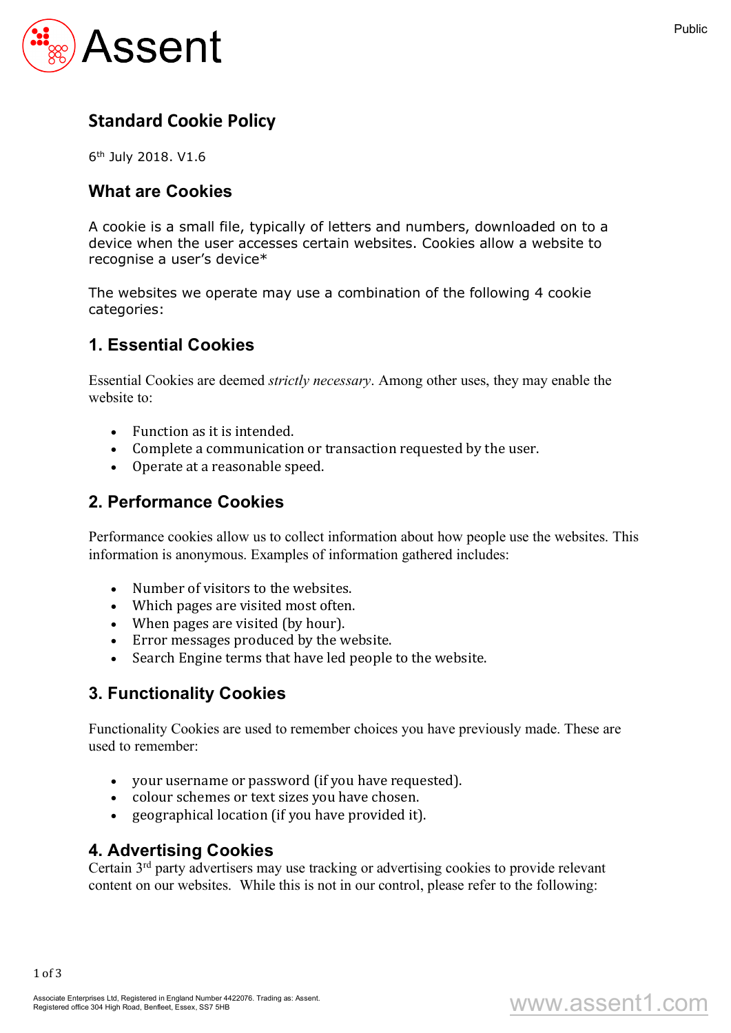# Standard Cookie Policy

6th July 2018. V1.6

## What are Cookies

A cookie is a small file, typically of letters and numbers, downloaded on to a device when the user accesses certain websites. Cookies allow a website to recognise a user's device*

The websites we operate may use a combination of the following 4 cookie categories:

## 1. Essential Cookies

Essential Cookies are deemed *strictly necessary*. Among other uses, they may enable the website to:

- Function as it is intended.
- Complete a communication or transaction requested by the user.
- Operate at a reasonable speed.

## 2. Performance Cookies

Performance cookies allow us to collect information about how people use the websites. This information is anonymous. Examples of information gathered includes:

- Number of visitors to the websites.
- Which pages are visited most often.
- When pages are visited (by hour).
- Error messages produced by the website.
- Search Engine terms that have led people to the website.

## 3. Functionality Cookies

Functionality Cookies are used to remember choices you have previously made. These are used to remember:

- your username or password (if you have requested).
- colour schemes or text sizes you have chosen.
- geographical location (if you have provided it).

## 4. Advertising Cookies

Certain 3rd party advertisers may use tracking or advertising cookies to provide relevant content on our websites. While this is not in our control, please refer to the following: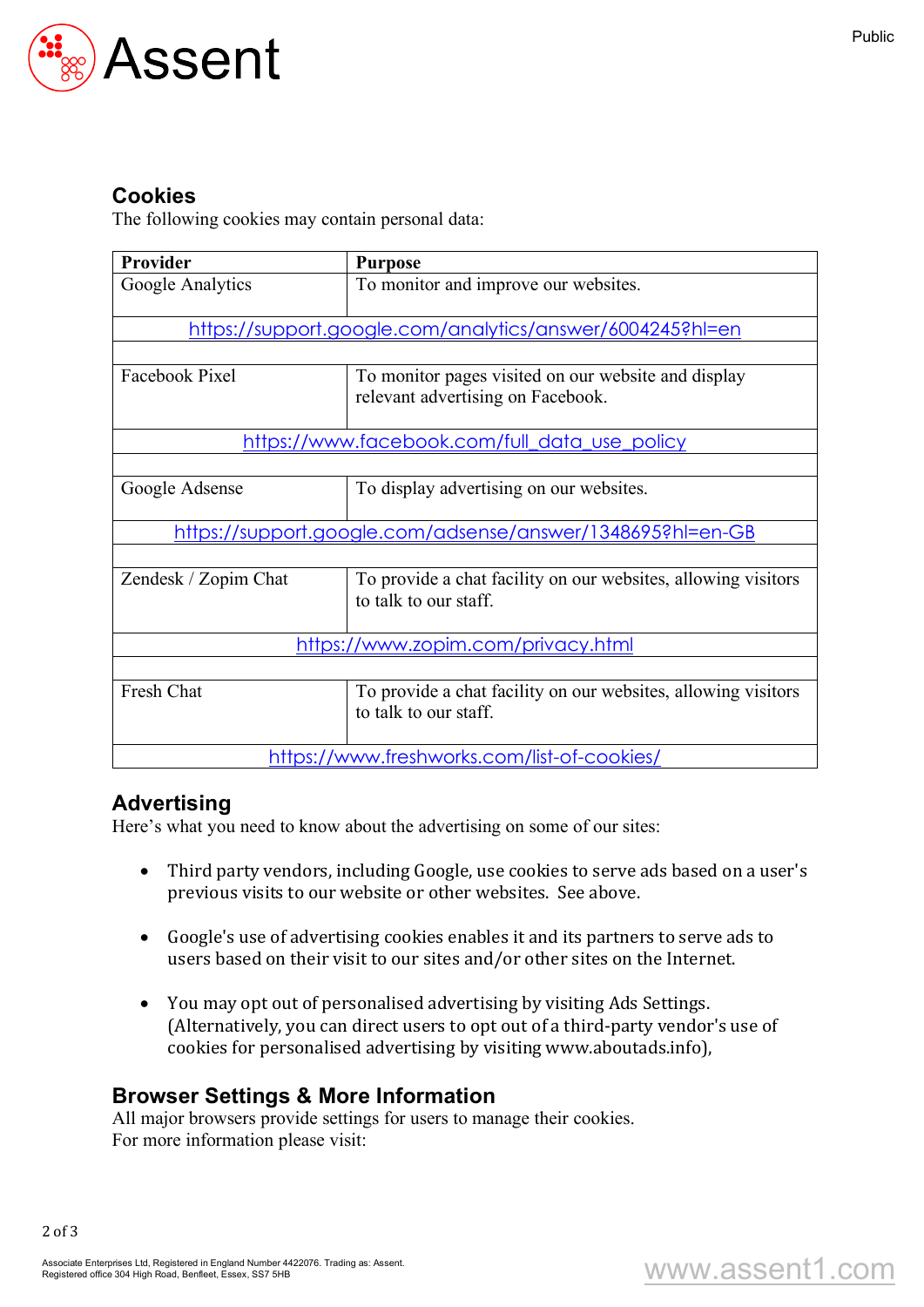## Cookies

The following cookies may contain personal data:

| Provider | Purpose |
|---|---|
| Google Analytics | To monitor and improve our websites. |
| https://support.google.com/analytics/answer/6004245?hl=en | |
| | |
| Facebook Pixel | To monitor pages visited on our website and display relevant advertising on Facebook. |
| https://www.facebook.com/full_data_use_policy | |
| | |
| Google Adsense | To display advertising on our websites. |
| https://support.google.com/adsense/answer/1348695?hl=en-GB | |
| | |
| Zendesk / Zopim Chat | To provide a chat facility on our websites, allowing visitors to talk to our staff. |
| https://www.zopim.com/privacy.html | |
| | |
| Fresh Chat | To provide a chat facility on our websites, allowing visitors to talk to our staff. |
| https://www.freshworks.com/list-of-cookies/ | |

## Advertising

Here's what you need to know about the advertising on some of our sites:

- Third party vendors, including Google, use cookies to serve ads based on a user's previous visits to our website or other websites. See above.

- Google's use of advertising cookies enables it and its partners to serve ads to users based on their visit to our sites and/or other sites on the Internet.

- You may opt out of personalised advertising by visiting Ads Settings. (Alternatively, you can direct users to opt out of a third-party vendor's use of cookies for personalised advertising by visiting www.aboutads.info),

## Browser Settings & More Information

All major browsers provide settings for users to manage their cookies.
For more information please visit: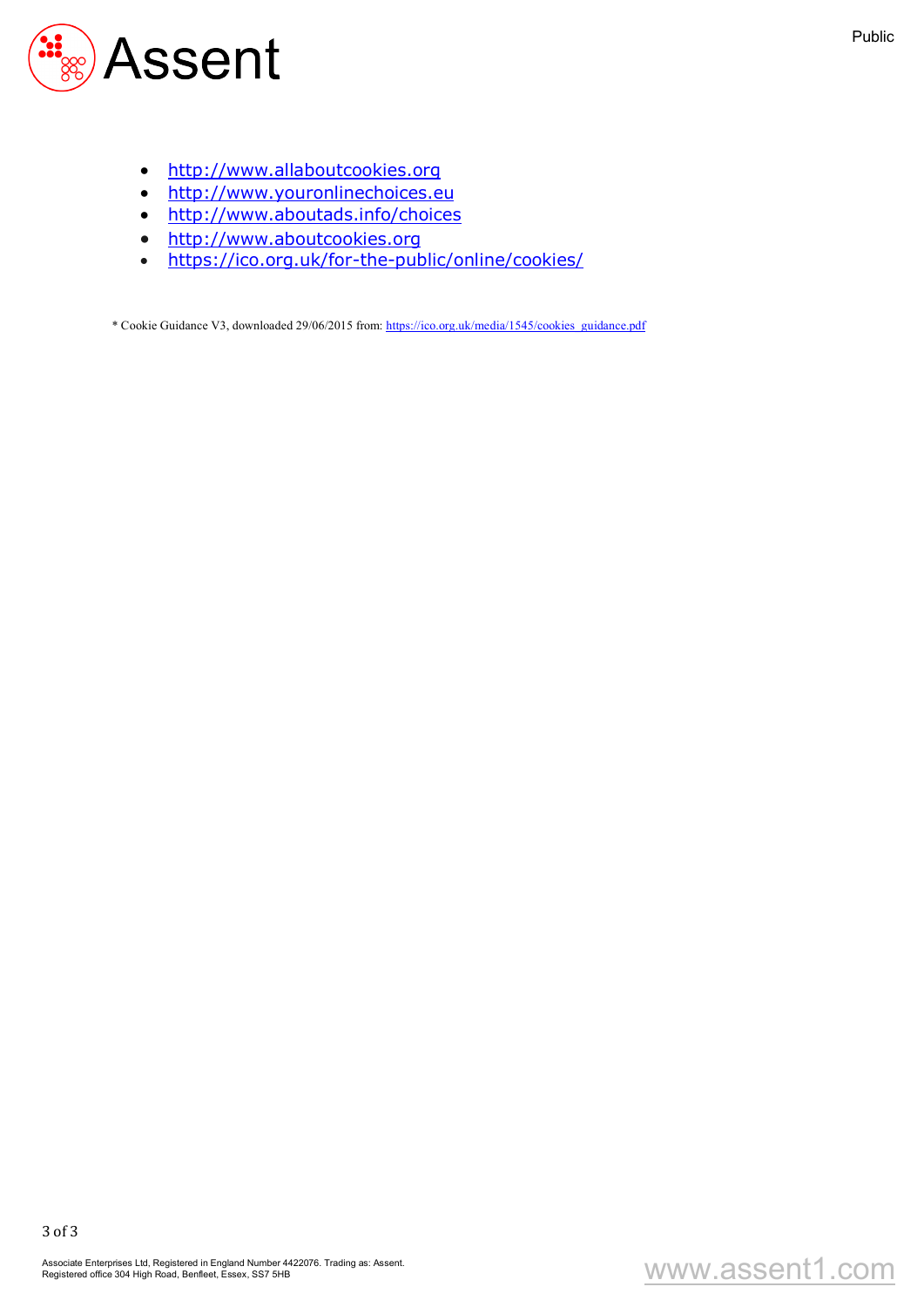- http://www.allaboutcookies.org
- http://www.youronlinechoices.eu
- http://www.aboutads.info/choices
- http://www.aboutcookies.org
- https://ico.org.uk/for-the-public/online/cookies/

* Cookie Guidance V3, downloaded 29/06/2015 from: https://ico.org.uk/media/1545/cookies_guidance.pdf